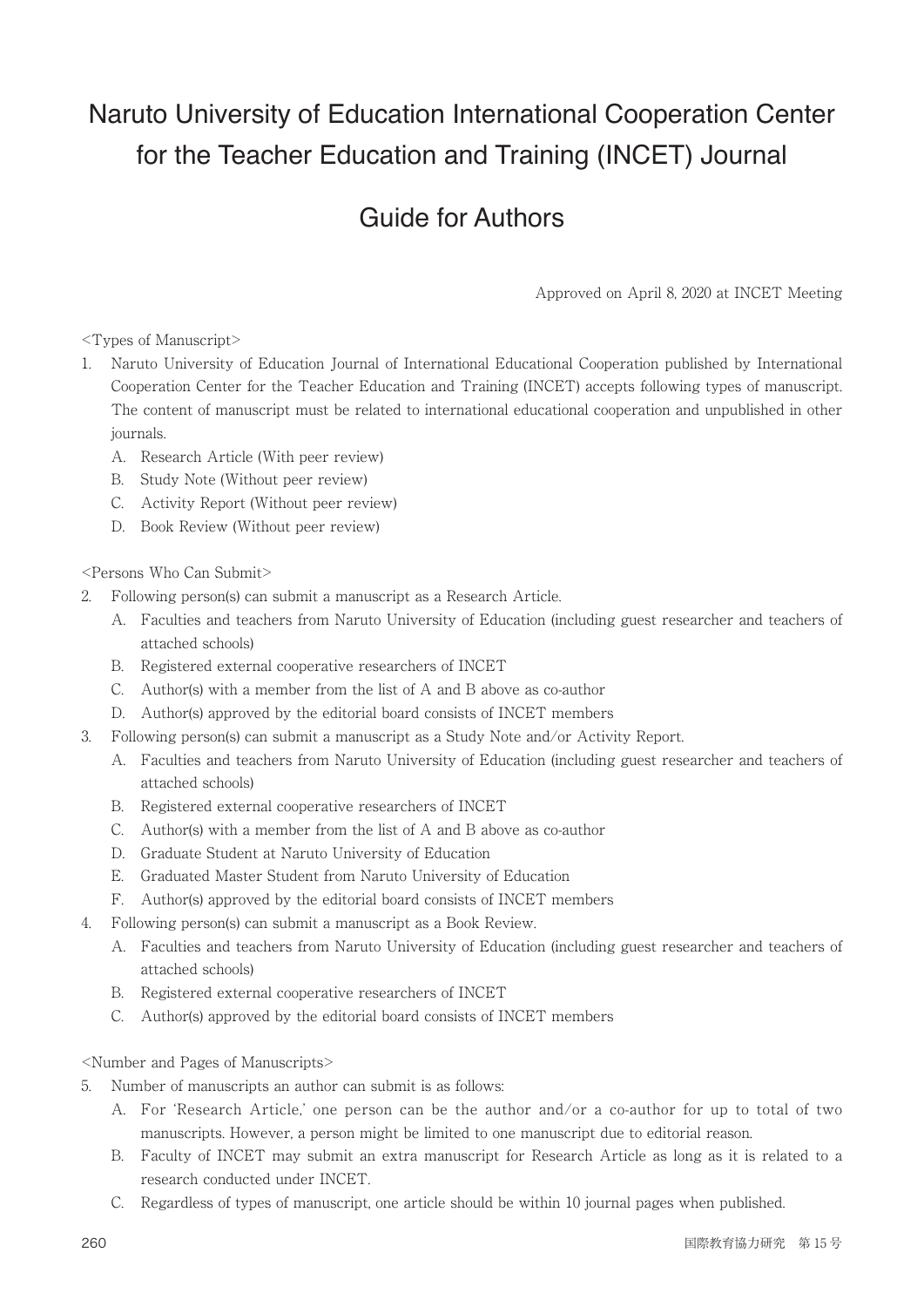# Naruto University of Education International Cooperation Center for the Teacher Education and Training (INCET) Journal

## Guide for Authors

Approved on April 8, 2020 at INCET Meeting

<Types of Manuscript>

1. Naruto University of Education Journal of International Educational Cooperation published by International Cooperation Center for the Teacher Education and Training (INCET) accepts following types of manuscript. The content of manuscript must be related to international educational cooperation and unpublished in other journals.
   A. Research Article (With peer review)
   B. Study Note (Without peer review)
   C. Activity Report (Without peer review)
   D. Book Review (Without peer review)

<Persons Who Can Submit>

2. Following person(s) can submit a manuscript as a Research Article.
   A. Faculties and teachers from Naruto University of Education (including guest researcher and teachers of attached schools)
   B. Registered external cooperative researchers of INCET
   C. Author(s) with a member from the list of A and B above as co-author
   D. Author(s) approved by the editorial board consists of INCET members
3. Following person(s) can submit a manuscript as a Study Note and/or Activity Report.
   A. Faculties and teachers from Naruto University of Education (including guest researcher and teachers of attached schools)
   B. Registered external cooperative researchers of INCET
   C. Author(s) with a member from the list of A and B above as co-author
   D. Graduate Student at Naruto University of Education
   E. Graduated Master Student from Naruto University of Education
   F. Author(s) approved by the editorial board consists of INCET members
4. Following person(s) can submit a manuscript as a Book Review.
   A. Faculties and teachers from Naruto University of Education (including guest researcher and teachers of attached schools)
   B. Registered external cooperative researchers of INCET
   C. Author(s) approved by the editorial board consists of INCET members

<Number and Pages of Manuscripts>

5. Number of manuscripts an author can submit is as follows:
   A. For 'Research Article,' one person can be the author and/or a co-author for up to total of two manuscripts. However, a person might be limited to one manuscript due to editorial reason.
   B. Faculty of INCET may submit an extra manuscript for Research Article as long as it is related to a research conducted under INCET.
   C. Regardless of types of manuscript, one article should be within 10 journal pages when published.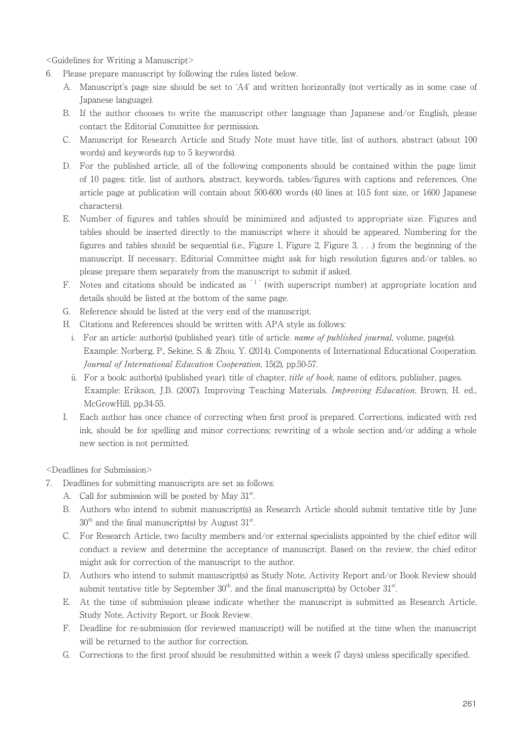<Guidelines for Writing a Manuscript>

6. Please prepare manuscript by following the rules listed below.
   A. Manuscript's page size should be set to 'A4' and written horizontally (not vertically as in some case of Japanese language).
   B. If the author chooses to write the manuscript other language than Japanese and/or English, please contact the Editorial Committee for permission.
   C. Manuscript for Research Article and Study Note must have title, list of authors, abstract (about 100 words) and keywords (up to 5 keywords).
   D. For the published article, all of the following components should be contained within the page limit of 10 pages: title, list of authors, abstract, keywords, tables/figures with captions and references. One article page at publication will contain about 500-600 words (40 lines at 10.5 font size, or 1600 Japanese characters).
   E. Number of figures and tables should be minimized and adjusted to appropriate size. Figures and tables should be inserted directly to the manuscript where it should be appeared. Numbering for the figures and tables should be sequential (i.e., Figure 1, Figure 2, Figure 3, . . .) from the beginning of the manuscript. If necessary, Editorial Committee might ask for high resolution figures and/or tables, so please prepare them separately from the manuscript to submit if asked.
   F. Notes and citations should be indicated as " [1] " (with superscript number) at appropriate location and details should be listed at the bottom of the same page.
   G. Reference should be listed at the very end of the manuscript.
   H. Citations and References should be written with APA style as follows:
      i. For an article: author(s) (published year). title of article. *name of published journal*, volume, page(s).
         Example: Norberg, P., Sekine, S. & Zhou, Y. (2014). Components of International Educational Cooperation. *Journal of International Education Cooperation*, 15(2), pp.50-57.
      ii. For a book: author(s) (published year). title of chapter, *title of book*, name of editors, publisher, pages.
         Example: Erikson, J.B. (2007). Improving Teaching Materials. *Improving Education*, Brown, H. ed., McGrowHill, pp.34-55.
   I. Each author has once chance of correcting when first proof is prepared. Corrections, indicated with red ink, should be for spelling and minor corrections; rewriting of a whole section and/or adding a whole new section is not permitted.

<Deadlines for Submission>

7. Deadlines for submitting manuscripts are set as follows:
   A. Call for submission will be posted by May 31st.
   B. Authors who intend to submit manuscript(s) as Research Article should submit tentative title by June 30th and the final manuscript(s) by August 31st.
   C. For Research Article, two faculty members and/or external specialists appointed by the chief editor will conduct a review and determine the acceptance of manuscript. Based on the review, the chief editor might ask for correction of the manuscript to the author.
   D. Authors who intend to submit manuscript(s) as Study Note, Activity Report and/or Book Review should submit tentative title by September 30th. and the final manuscript(s) by October 31st.
   E. At the time of submission please indicate whether the manuscript is submitted as Research Article, Study Note, Activity Report, or Book Review.
   F. Deadline for re-submission (for reviewed manuscript) will be notified at the time when the manuscript will be returned to the author for correction.
   G. Corrections to the first proof should be resubmitted within a week (7 days) unless specifically specified.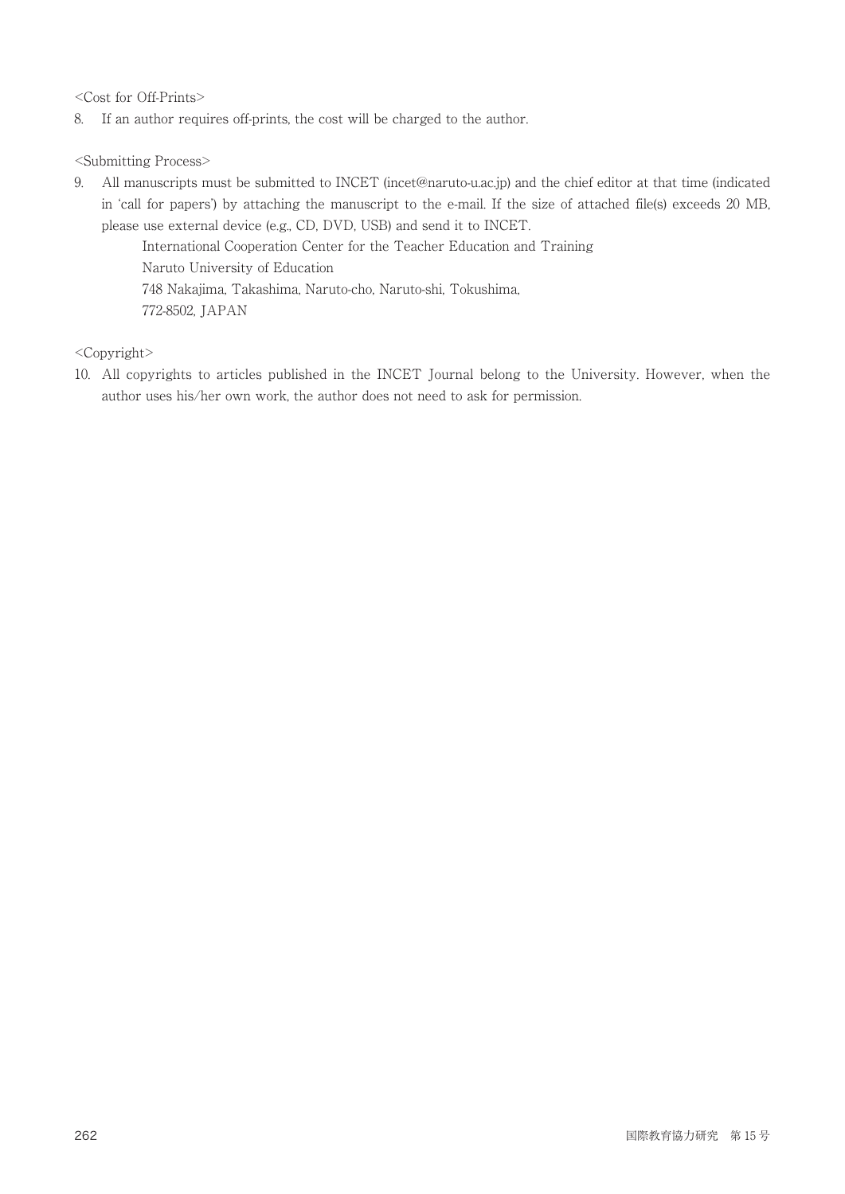<Cost for Off-Prints>

8. If an author requires off-prints, the cost will be charged to the author.

<Submitting Process>

9. All manuscripts must be submitted to INCET (incet@naruto-u.ac.jp) and the chief editor at that time (indicated in 'call for papers') by attaching the manuscript to the e-mail. If the size of attached file(s) exceeds 20 MB, please use external device (e.g., CD, DVD, USB) and send it to INCET.

   International Cooperation Center for the Teacher Education and Training
   Naruto University of Education
   748 Nakajima, Takashima, Naruto-cho, Naruto-shi, Tokushima,
   772-8502, JAPAN

<Copyright>

10. All copyrights to articles published in the INCET Journal belong to the University. However, when the author uses his/her own work, the author does not need to ask for permission.